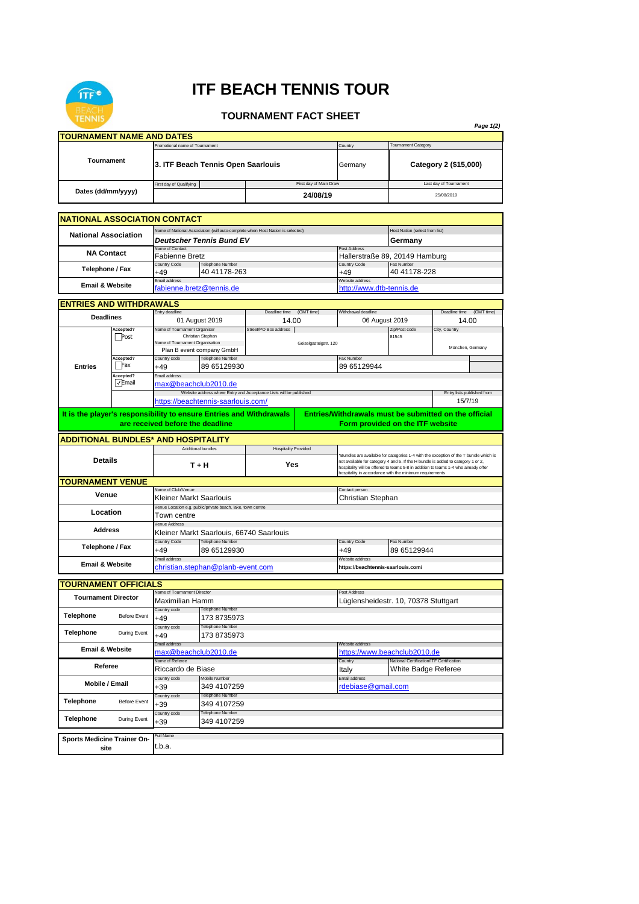# ITF BEACH TENNIS TOUR

## TOURNAMENT FACT SHEET

## TOURNAMENT NAME AND DATES

| | Promotional name of Tournament | | Country | Tournament Category |
|---|---|---|---|---|
| **Tournament** | **3. ITF Beach Tennis Open Saarlouis** | | Germany | **Category 2 ($15,000)** |
| | First day of Qualifying | First day of Main Draw | | Last day of Tournament |
| **Dates (dd/mm/yyyy)** | | **24/08/19** | | 25/08/2019 |

## NATIONAL ASSOCIATION CONTACT

| | | | | |
|---|---|---|---|---|
| **National Association** | Name of National Association (will auto-complete when Host Nation is selected): *Deutscher Tennis Bund EV* | | | Host Nation (select from list): **Germany** |
| **NA Contact** | Name of Contact: Fabienne Bretz | | Post Address: Hallerstraße 89, 20149 Hamburg | |
| **Telephone / Fax** | Country Code: +49 | Telephone Number: 40 41178-263 | Country Code: +49 | Fax Number: 40 41178-228 |
| **Email & Website** | Email address: fabienne.bretz@tennis.de | | Website address: http://www.dtb-tennis.de | |

## ENTRIES AND WITHDRAWALS

| | | | | | |
|---|---|---|---|---|---|
| **Deadlines** | | Entry deadline: 01 August 2019 | Deadline time (GMT time): 14.00 | Withdrawal deadline: 06 August 2019 | Deadline time (GMT time): 14.00 |
| **Entries** | Accepted? ☐ Post | Name of Tournament Organiser: Christian Stephan; Name of Tournament Organisation: Plan B event company GmbH | Street/PO Box address: Geiselgasteigstr. 120 | Zip/Post code: 81545 | City, Country: München, Germany |
| | Accepted? ☐ Fax | Country code: +49 | Telephone Number: 89 65129930 | Fax Number: 89 65129944 | |
| | Accepted? ☑ Email | Email address: max@beachclub2010.de | | | |
| | | Website address where Entry and Acceptance Lists will be published: https://beachtennis-saarlouis.com/ | | | Entry lists published from: 15/7/19 |

**It is the player's responsibility to ensure Entries and Withdrawals are received before the deadline**

**Entries/Withdrawals must be submitted on the official Form provided on the ITF website**

## ADDITIONAL BUNDLES* AND HOSPITALITY

| | Additional bundles | Hospitality Provided | |
|---|---|---|---|
| **Details** | **T + H** | **Yes** | *Bundles are available for categories 1-4 with the exception of the T bundle which is not available for category 4 and 5. If the H bundle is added to category 1 or 2, hospitality will be offered to teams 5-8 in addition to teams 1-4 who already offer hospitality in accordance with the minimum requirements |

## TOURNAMENT VENUE

| | | | | |
|---|---|---|---|---|
| **Venue** | Name of Club/Venue: Kleiner Markt Saarlouis | | Contact person: Christian Stephan | |
| **Location** | Venue Location e.g. public/private beach, lake, town centre: Town centre | | | |
| **Address** | Venue Address: Kleiner Markt Saarlouis, 66740 Saarlouis | | | |
| **Telephone / Fax** | Country Code: +49 | Telephone Number: 89 65129930 | Country Code: +49 | Fax Number: 89 65129944 |
| **Email & Website** | Email address: christian.stephan@planb-event.com | | Website address: https://beachtennis-saarlouis.com/ | |

## TOURNAMENT OFFICIALS

| | | | | |
|---|---|---|---|---|
| **Tournament Director** | Name of Tournament Director: Maximilian Hamm | | Post Address: Lüglensheidestr. 10, 70378 Stuttgart | |
| **Telephone** Before Event | Country code: +49 | Telephone Number: 173 8735973 | | |
| **Telephone** During Event | Country code: +49 | Telephone Number: 173 8735973 | | |
| **Email & Website** | Email address: max@beachclub2010.de | | Website address: https://www.beachclub2010.de | |
| **Referee** | Name of Referee: Riccardo de Biase | | Country: Italy | National Certification/ITF Certification: White Badge Referee |
| **Mobile / Email** | Country code: +39 | Mobile Number: 349 4107259 | Email address: rdebiase@gmail.com | |
| **Telephone** Before Event | Country code: +39 | Telephone Number: 349 4107259 | | |
| **Telephone** During Event | Country code: +39 | Telephone Number: 349 4107259 | | |

| | |
|---|---|
| **Sports Medicine Trainer On-site** | Full Name: t.b.a. |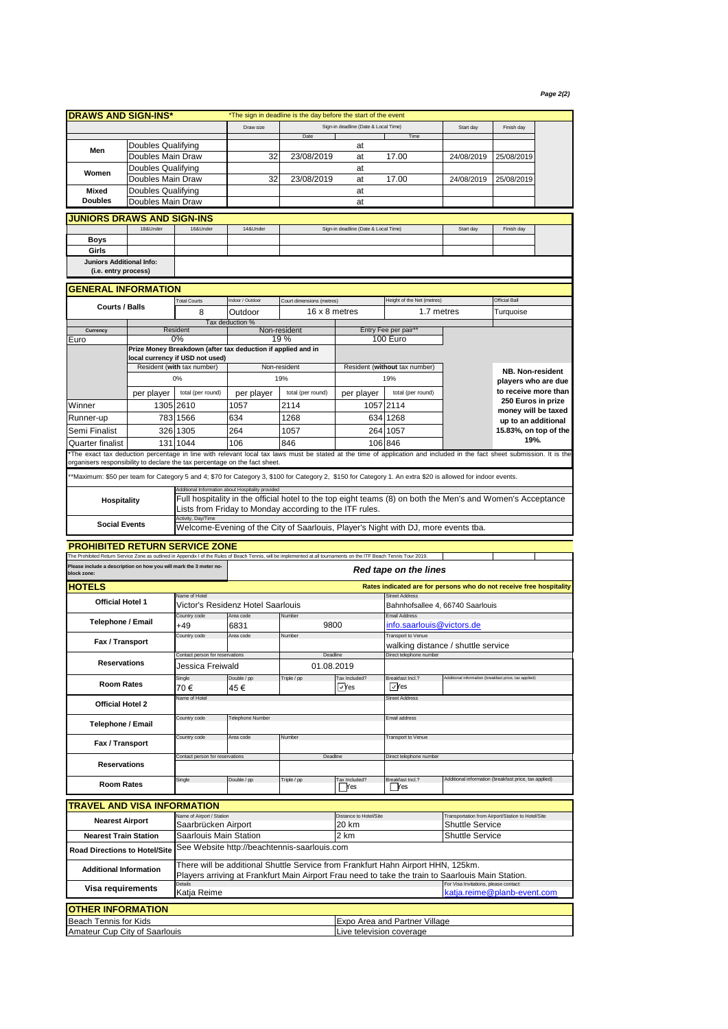## DRAWS AND SIGN-INS*

*The sign in deadline is the day before the start of the event

| | | Draw size | Sign-in deadline (Date & Local Time) Date | | Time | Start day | Finish day |
|---|---|---|---|---|---|---|---|
| Men | Doubles Qualifying | | | at | | | |
| | Doubles Main Draw | 32 | 23/08/2019 | at | 17.00 | 24/08/2019 | 25/08/2019 |
| Women | Doubles Qualifying | | | at | | | |
| | Doubles Main Draw | 32 | 23/08/2019 | at | 17.00 | 24/08/2019 | 25/08/2019 |
| Mixed Doubles | Doubles Qualifying | | | at | | | |
| | Doubles Main Draw | | | at | | | |

## JUNIORS DRAWS AND SIGN-INS

| | 18&Under | 16&Under | 14&Under | Sign-in deadline (Date & Local Time) | Start day | Finish day |
|---|---|---|---|---|---|---|
| Boys | | | | | | |
| Girls | | | | | | |
| Juniors Additional Info: (i.e. entry process) | | | | | | |

## GENERAL INFORMATION

| Courts / Balls | Total Courts | Indoor / Outdoor | Court dimensions (metres) | Height of the Net (metres) | Official Ball |
|---|---|---|---|---|---|
| | 8 | Outdoor | 16 x 8 metres | 1.7 metres | Turquoise |

| Currency | Tax deduction % Resident | Non-resident | Entry Fee per pair** |
|---|---|---|---|
| Euro | 0% | 19 % | 100 Euro |

**Prize Money Breakdown (after tax deduction if applied and in local currency if USD not used)**

| | Resident (with tax number) | | Non-resident | | Resident (without tax number) | |
|---|---|---|---|---|---|---|
| | 0% | | 19% | | 19% | |
| | per player | total (per round) | per player | total (per round) | per player | total (per round) |
| Winner | 1305 | 2610 | 1057 | 2114 | 1057 | 2114 |
| Runner-up | 783 | 1566 | 634 | 1268 | 634 | 1268 |
| Semi Finalist | 326 | 1305 | 264 | 1057 | 264 | 1057 |
| Quarter finalist | 131 | 1044 | 106 | 846 | 106 | 846 |

**NB. Non-resident players who are due to receive more than 250 Euros in prize money will be taxed up to an additional 15.83%, on top of the 19%.**

*The exact tax deduction percentage in line with relevant local tax laws must be stated at the time of application and included in the fact sheet submission. It is the organisers responsibility to declare the tax percentage on the fact sheet.

**Maximum: $50 per team for Category 5 and 4; $70 for Category 3, $100 for Category 2, $150 for Category 1. An extra $20 is allowed for indoor events.

| | |
|---|---|
| Hospitality | Additional Information about Hospitality provided: Full hospitality in the official hotel to the top eight teams (8) on both the Men's and Women's Acceptance Lists from Friday to Monday according to the ITF rules. |
| Social Events | Activity, Day/Time: Welcome-Evening of the City of Saarlouis, Player's Night with DJ, more events tba. |

## PROHIBITED RETURN SERVICE ZONE

The Prohibited Return Service Zone as outlined in Appendix I of the Rules of Beach Tennis, will be implemented at all tournaments on the ITF Beach Tennis Tour 2019.

**Please include a description on how you will mark the 3 meter no-block zone:** ***Red tape on the lines***

## HOTELS

**Rates indicated are for persons who do not receive free hospitality**

| | | | | | | |
|---|---|---|---|---|---|---|
| Official Hotel 1 | Name of Hotel: Victor's Residenz Hotel Saarlouis | | | | Street Address: Bahnhofsallee 4, 66740 Saarlouis | |
| Telephone / Email | Country code: +49 | Area code: 6831 | Number: 9800 | | Email Address: info.saarlouis@victors.de | |
| Fax / Transport | Country code: | Area code: | Number: | | Transport to Venue: walking distance / shuttle service | |
| Reservations | Contact person for reservations: Jessica Freiwald | | Deadline: 01.08.2019 | | Direct telephone number: | |
| Room Rates | Single: 70 € | Double / pp: 45 € | Triple / pp: | Tax Included? ☑Yes | Breakfast Incl.? ☑Yes | Additional information (breakfast price, tax applied): |
| Official Hotel 2 | Name of Hotel: | | | | Street Address: | |
| Telephone / Email | Country code: | Telephone Number: | | | Email address: | |
| Fax / Transport | Country code: | Area code: | Number: | | Transport to Venue: | |
| Reservations | Contact person for reservations: | | Deadline: | | Direct telephone number: | |
| Room Rates | Single: | Double / pp: | Triple / pp: | Tax Included? ☐Yes | Breakfast Incl.? ☐Yes | Additional information (breakfast price, tax applied): |

## TRAVEL AND VISA INFORMATION

| | Name of Airport / Station | Distance to Hotel/Site | Transportation from Airport/Station to Hotel/Site |
|---|---|---|---|
| Nearest Airport | Saarbrücken Airport | 20 km | Shuttle Service |
| Nearest Train Station | Saarlouis Main Station | 2 km | Shuttle Service |
| Road Directions to Hotel/Site | See Website http://beachtennis-saarlouis.com | | |
| Additional Information | There will be additional Shuttle Service from Frankfurt Hahn Airport HHN, 125km. Players arriving at Frankfurt Main Airport Frau need to take the train to Saarlouis Main Station. | | |
| Visa requirements | Details: Katja Reime | | For Visa Invitations, please contact: katja.reime@planb-event.com |

## OTHER INFORMATION

| | |
|---|---|
| Beach Tennis for Kids | Expo Area and Partner Village |
| Amateur Cup City of Saarlouis | Live television coverage |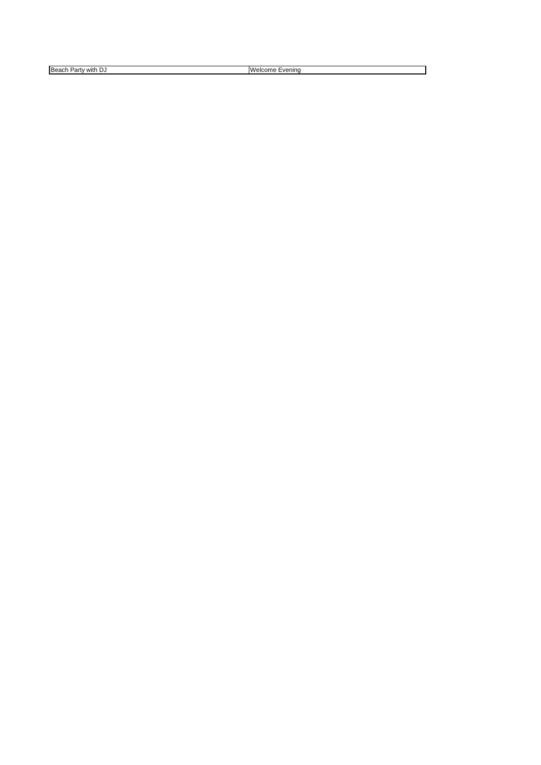| | |
| --- | --- |
| Beach Party with DJ | Welcome Evening |